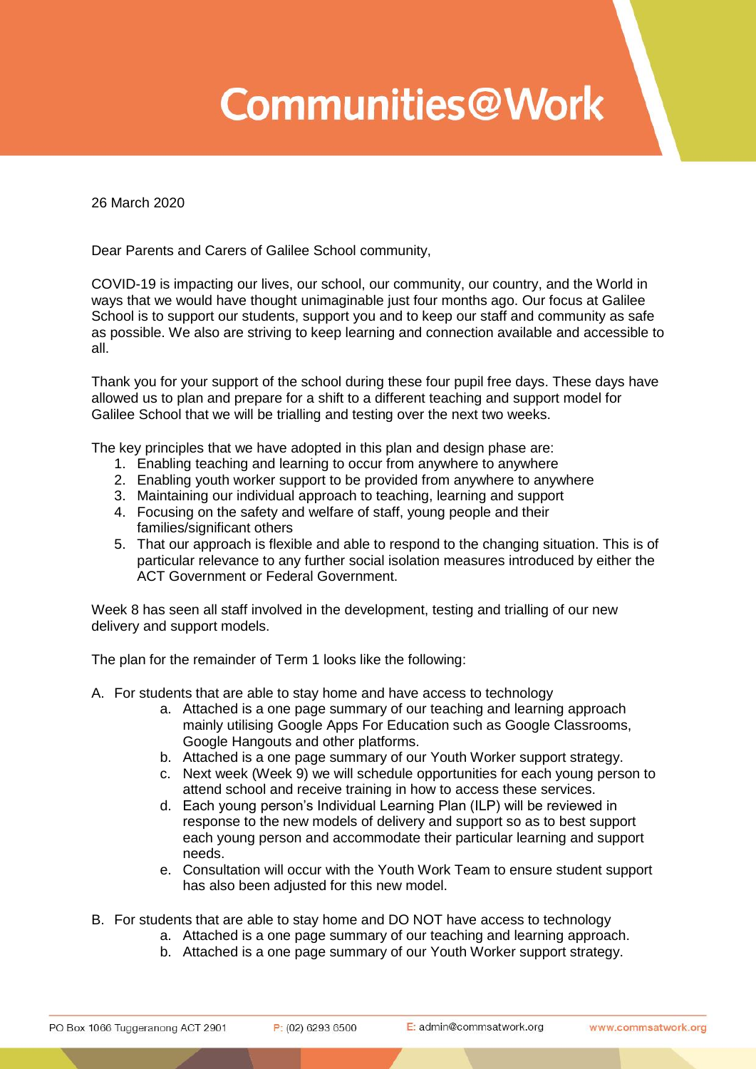# Communities@Work

26 March 2020

Dear Parents and Carers of Galilee School community,

COVID-19 is impacting our lives, our school, our community, our country, and the World in ways that we would have thought unimaginable just four months ago. Our focus at Galilee School is to support our students, support you and to keep our staff and community as safe as possible. We also are striving to keep learning and connection available and accessible to all.

Thank you for your support of the school during these four pupil free days. These days have allowed us to plan and prepare for a shift to a different teaching and support model for Galilee School that we will be trialling and testing over the next two weeks.

The key principles that we have adopted in this plan and design phase are:

1. Enabling teaching and learning to occur from anywhere to anywhere
2. Enabling youth worker support to be provided from anywhere to anywhere
3. Maintaining our individual approach to teaching, learning and support
4. Focusing on the safety and welfare of staff, young people and their families/significant others
5. That our approach is flexible and able to respond to the changing situation. This is of particular relevance to any further social isolation measures introduced by either the ACT Government or Federal Government.

Week 8 has seen all staff involved in the development, testing and trialling of our new delivery and support models.

The plan for the remainder of Term 1 looks like the following:

A. For students that are able to stay home and have access to technology
   a. Attached is a one page summary of our teaching and learning approach mainly utilising Google Apps For Education such as Google Classrooms, Google Hangouts and other platforms.
   b. Attached is a one page summary of our Youth Worker support strategy.
   c. Next week (Week 9) we will schedule opportunities for each young person to attend school and receive training in how to access these services.
   d. Each young person's Individual Learning Plan (ILP) will be reviewed in response to the new models of delivery and support so as to best support each young person and accommodate their particular learning and support needs.
   e. Consultation will occur with the Youth Work Team to ensure student support has also been adjusted for this new model.

B. For students that are able to stay home and DO NOT have access to technology
   a. Attached is a one page summary of our teaching and learning approach.
   b. Attached is a one page summary of our Youth Worker support strategy.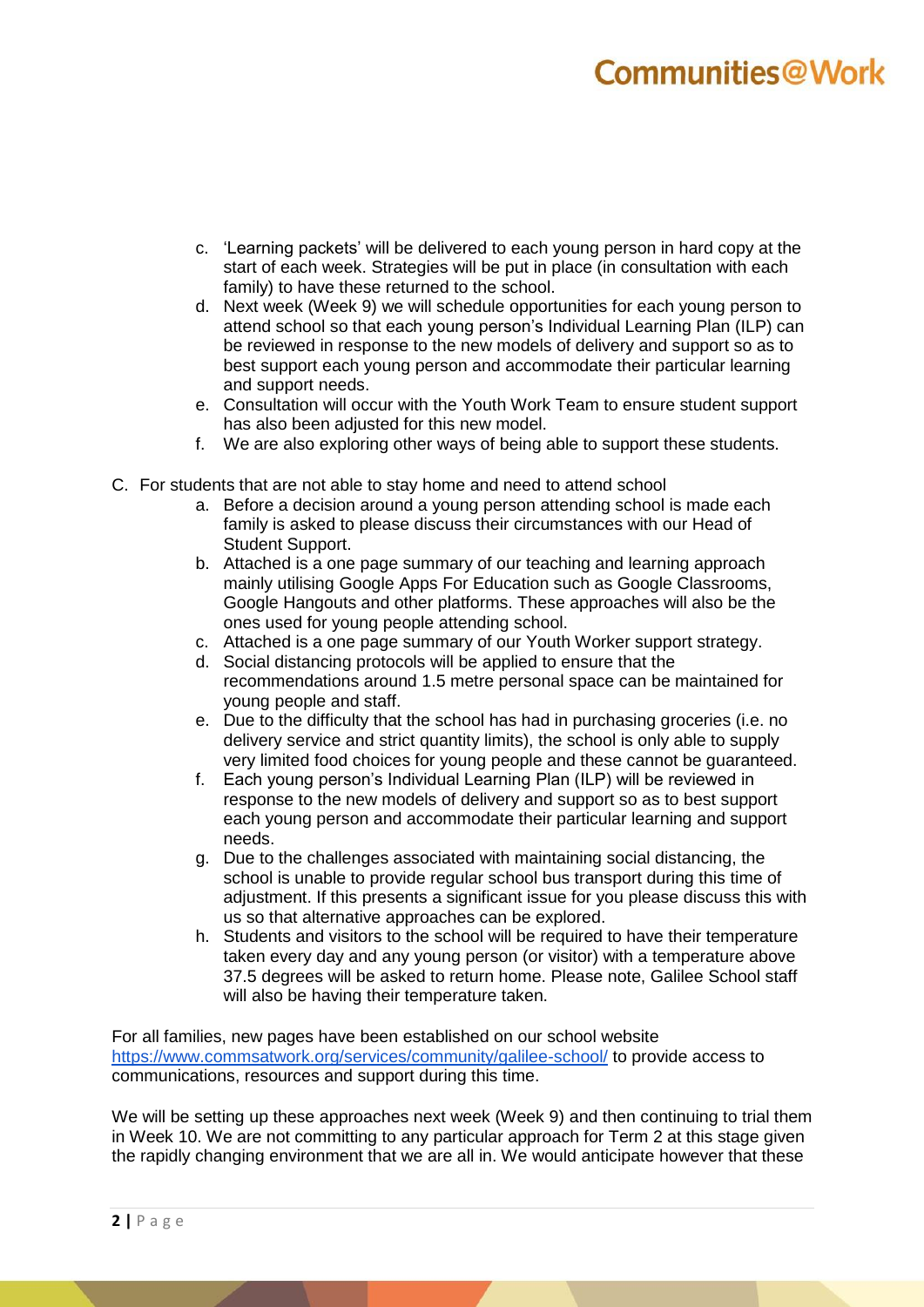c. 'Learning packets' will be delivered to each young person in hard copy at the start of each week. Strategies will be put in place (in consultation with each family) to have these returned to the school.
d. Next week (Week 9) we will schedule opportunities for each young person to attend school so that each young person's Individual Learning Plan (ILP) can be reviewed in response to the new models of delivery and support so as to best support each young person and accommodate their particular learning and support needs.
e. Consultation will occur with the Youth Work Team to ensure student support has also been adjusted for this new model.
f. We are also exploring other ways of being able to support these students.

C. For students that are not able to stay home and need to attend school
   a. Before a decision around a young person attending school is made each family is asked to please discuss their circumstances with our Head of Student Support.
   b. Attached is a one page summary of our teaching and learning approach mainly utilising Google Apps For Education such as Google Classrooms, Google Hangouts and other platforms. These approaches will also be the ones used for young people attending school.
   c. Attached is a one page summary of our Youth Worker support strategy.
   d. Social distancing protocols will be applied to ensure that the recommendations around 1.5 metre personal space can be maintained for young people and staff.
   e. Due to the difficulty that the school has had in purchasing groceries (i.e. no delivery service and strict quantity limits), the school is only able to supply very limited food choices for young people and these cannot be guaranteed.
   f. Each young person's Individual Learning Plan (ILP) will be reviewed in response to the new models of delivery and support so as to best support each young person and accommodate their particular learning and support needs.
   g. Due to the challenges associated with maintaining social distancing, the school is unable to provide regular school bus transport during this time of adjustment. If this presents a significant issue for you please discuss this with us so that alternative approaches can be explored.
   h. Students and visitors to the school will be required to have their temperature taken every day and any young person (or visitor) with a temperature above 37.5 degrees will be asked to return home. Please note, Galilee School staff will also be having their temperature taken.

For all families, new pages have been established on our school website https://www.commsatwork.org/services/community/galilee-school/ to provide access to communications, resources and support during this time.

We will be setting up these approaches next week (Week 9) and then continuing to trial them in Week 10. We are not committing to any particular approach for Term 2 at this stage given the rapidly changing environment that we are all in. We would anticipate however that these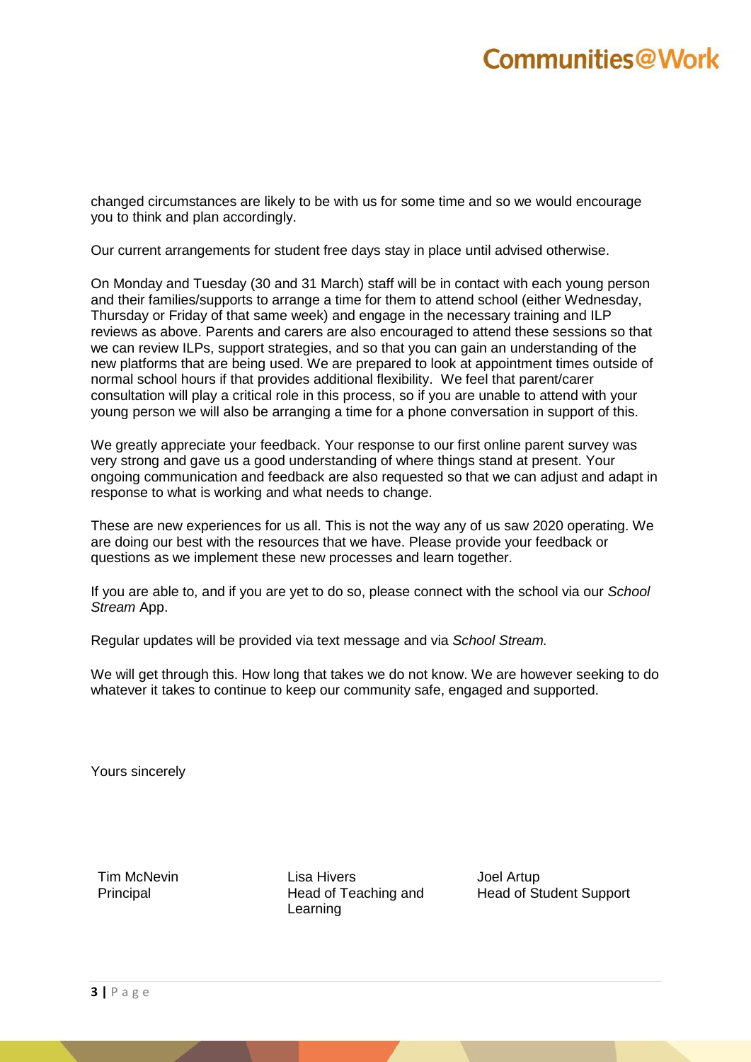changed circumstances are likely to be with us for some time and so we would encourage you to think and plan accordingly.

Our current arrangements for student free days stay in place until advised otherwise.

On Monday and Tuesday (30 and 31 March) staff will be in contact with each young person and their families/supports to arrange a time for them to attend school (either Wednesday, Thursday or Friday of that same week) and engage in the necessary training and ILP reviews as above. Parents and carers are also encouraged to attend these sessions so that we can review ILPs, support strategies, and so that you can gain an understanding of the new platforms that are being used. We are prepared to look at appointment times outside of normal school hours if that provides additional flexibility. We feel that parent/carer consultation will play a critical role in this process, so if you are unable to attend with your young person we will also be arranging a time for a phone conversation in support of this.

We greatly appreciate your feedback. Your response to our first online parent survey was very strong and gave us a good understanding of where things stand at present. Your ongoing communication and feedback are also requested so that we can adjust and adapt in response to what is working and what needs to change.

These are new experiences for us all. This is not the way any of us saw 2020 operating. We are doing our best with the resources that we have. Please provide your feedback or questions as we implement these new processes and learn together.

If you are able to, and if you are yet to do so, please connect with the school via our *School Stream* App.

Regular updates will be provided via text message and via *School Stream.*

We will get through this. How long that takes we do not know. We are however seeking to do whatever it takes to continue to keep our community safe, engaged and supported.

Yours sincerely

Tim McNevin
Principal

Lisa Hivers
Head of Teaching and Learning

Joel Artup
Head of Student Support